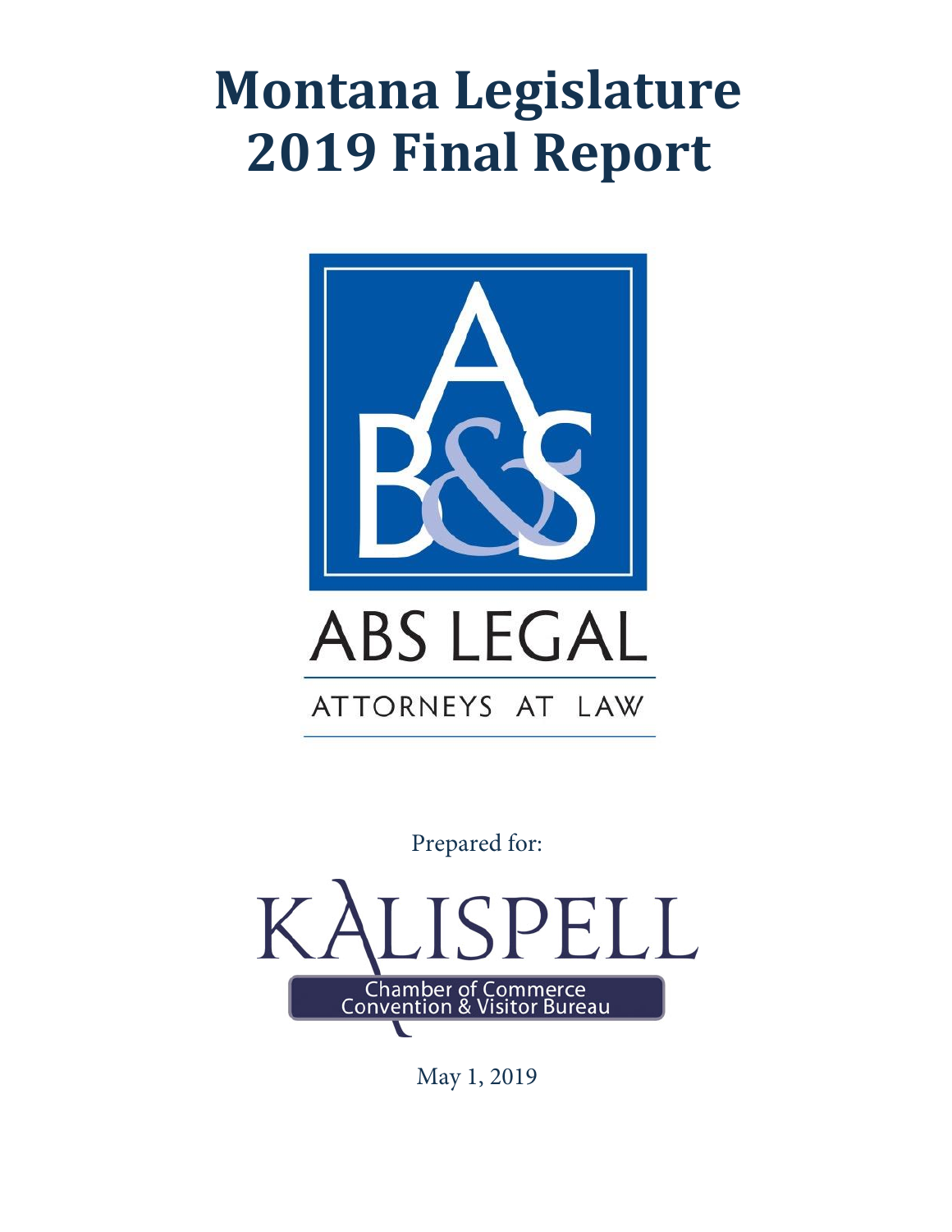# Montana Legislature 2019 Final Report

ABS LEGAL

ATTORNEYS AT LAW

Prepared for:

KALISPELL

Chamber of Commerce
Convention & Visitor Bureau

May 1, 2019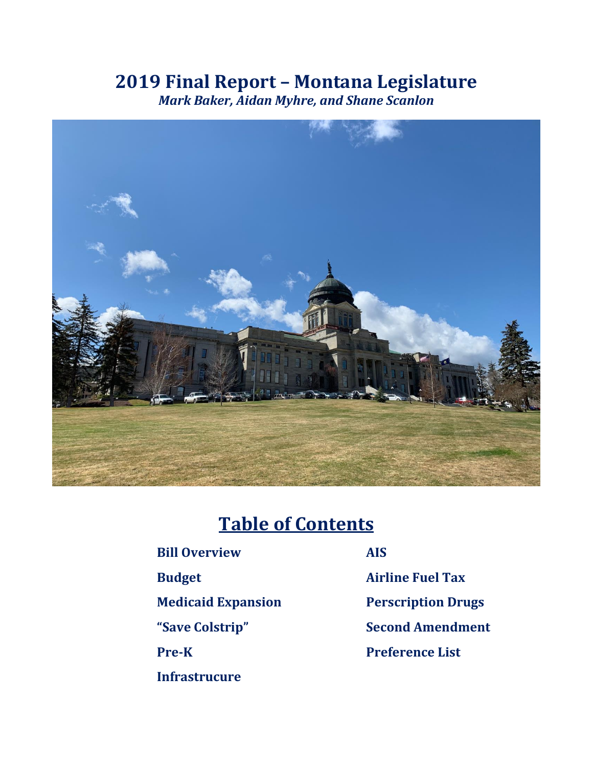# 2019 Final Report – Montana Legislature

***Mark Baker, Aidan Myhre, and Shane Scanlon***

## Table of Contents

- **Bill Overview**
- **Budget**
- **Medicaid Expansion**
- **"Save Colstrip"**
- **Pre-K**
- **Infrastrucure**
- **AIS**
- **Airline Fuel Tax**
- **Perscription Drugs**
- **Second Amendment**
- **Preference List**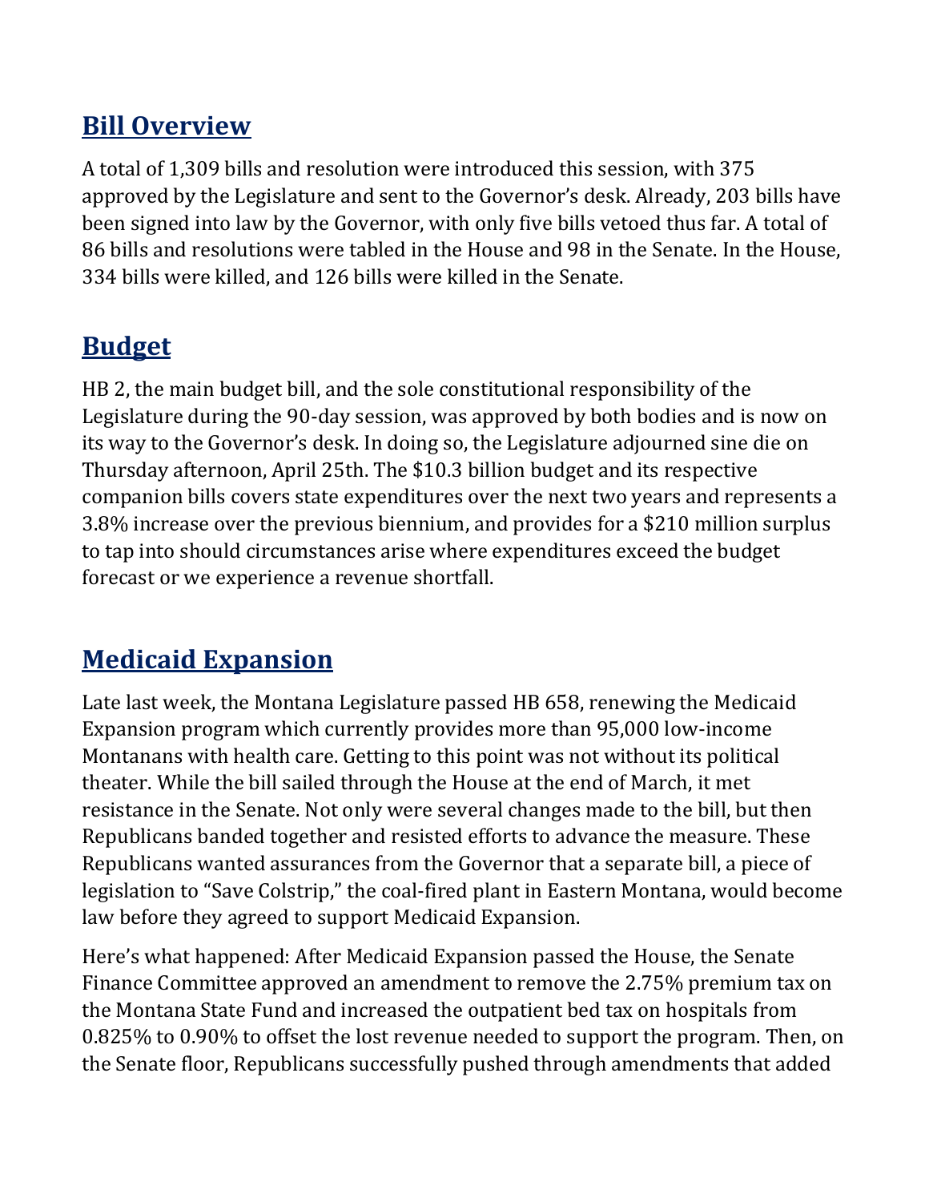## Bill Overview

A total of 1,309 bills and resolution were introduced this session, with 375 approved by the Legislature and sent to the Governor's desk. Already, 203 bills have been signed into law by the Governor, with only five bills vetoed thus far. A total of 86 bills and resolutions were tabled in the House and 98 in the Senate. In the House, 334 bills were killed, and 126 bills were killed in the Senate.

## Budget

HB 2, the main budget bill, and the sole constitutional responsibility of the Legislature during the 90-day session, was approved by both bodies and is now on its way to the Governor's desk. In doing so, the Legislature adjourned sine die on Thursday afternoon, April 25th. The $10.3 billion budget and its respective companion bills covers state expenditures over the next two years and represents a 3.8% increase over the previous biennium, and provides for a $210 million surplus to tap into should circumstances arise where expenditures exceed the budget forecast or we experience a revenue shortfall.

## Medicaid Expansion

Late last week, the Montana Legislature passed HB 658, renewing the Medicaid Expansion program which currently provides more than 95,000 low-income Montanans with health care. Getting to this point was not without its political theater. While the bill sailed through the House at the end of March, it met resistance in the Senate. Not only were several changes made to the bill, but then Republicans banded together and resisted efforts to advance the measure. These Republicans wanted assurances from the Governor that a separate bill, a piece of legislation to "Save Colstrip," the coal-fired plant in Eastern Montana, would become law before they agreed to support Medicaid Expansion.

Here's what happened: After Medicaid Expansion passed the House, the Senate Finance Committee approved an amendment to remove the 2.75% premium tax on the Montana State Fund and increased the outpatient bed tax on hospitals from 0.825% to 0.90% to offset the lost revenue needed to support the program. Then, on the Senate floor, Republicans successfully pushed through amendments that added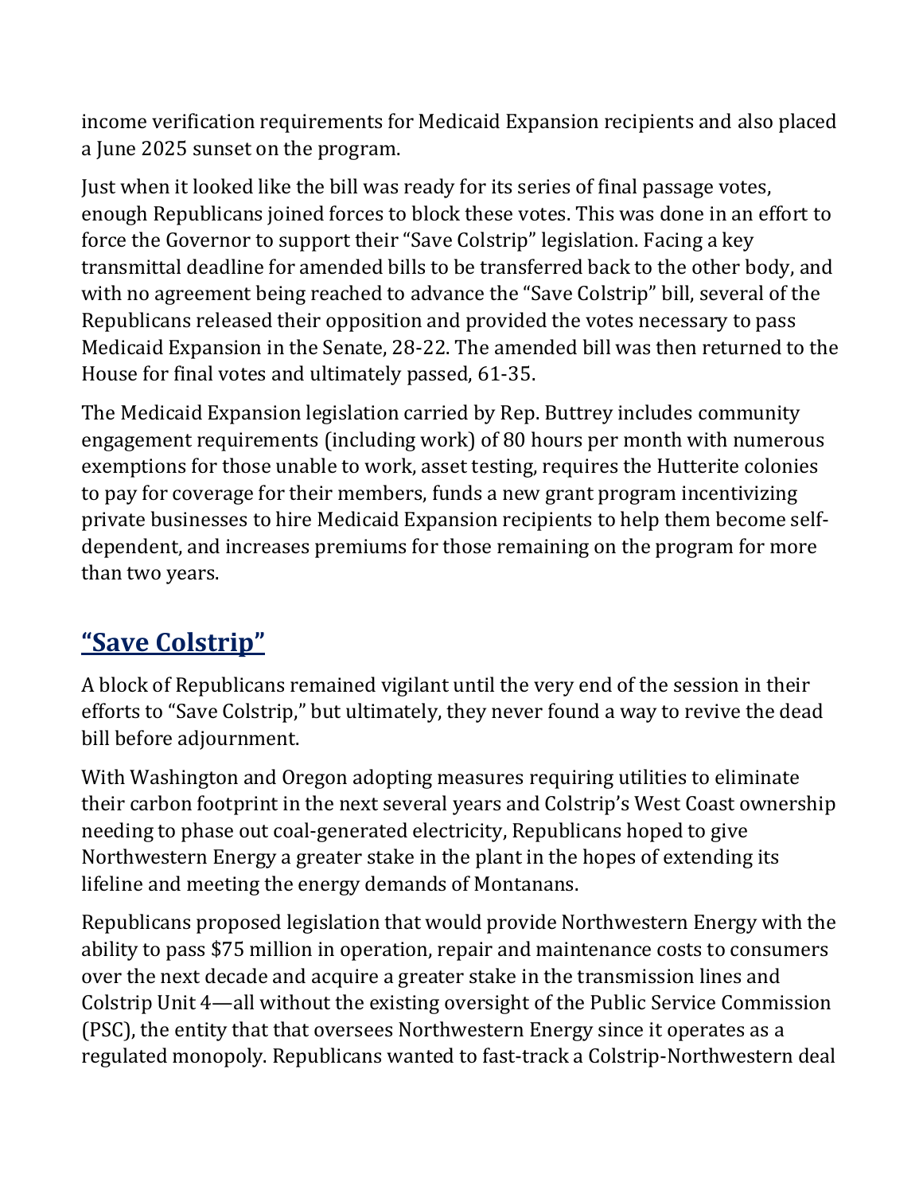income verification requirements for Medicaid Expansion recipients and also placed a June 2025 sunset on the program.

Just when it looked like the bill was ready for its series of final passage votes, enough Republicans joined forces to block these votes. This was done in an effort to force the Governor to support their "Save Colstrip" legislation. Facing a key transmittal deadline for amended bills to be transferred back to the other body, and with no agreement being reached to advance the "Save Colstrip" bill, several of the Republicans released their opposition and provided the votes necessary to pass Medicaid Expansion in the Senate, 28-22. The amended bill was then returned to the House for final votes and ultimately passed, 61-35.

The Medicaid Expansion legislation carried by Rep. Buttrey includes community engagement requirements (including work) of 80 hours per month with numerous exemptions for those unable to work, asset testing, requires the Hutterite colonies to pay for coverage for their members, funds a new grant program incentivizing private businesses to hire Medicaid Expansion recipients to help them become self-dependent, and increases premiums for those remaining on the program for more than two years.

## "Save Colstrip"

A block of Republicans remained vigilant until the very end of the session in their efforts to "Save Colstrip," but ultimately, they never found a way to revive the dead bill before adjournment.

With Washington and Oregon adopting measures requiring utilities to eliminate their carbon footprint in the next several years and Colstrip's West Coast ownership needing to phase out coal-generated electricity, Republicans hoped to give Northwestern Energy a greater stake in the plant in the hopes of extending its lifeline and meeting the energy demands of Montanans.

Republicans proposed legislation that would provide Northwestern Energy with the ability to pass $75 million in operation, repair and maintenance costs to consumers over the next decade and acquire a greater stake in the transmission lines and Colstrip Unit 4—all without the existing oversight of the Public Service Commission (PSC), the entity that that oversees Northwestern Energy since it operates as a regulated monopoly. Republicans wanted to fast-track a Colstrip-Northwestern deal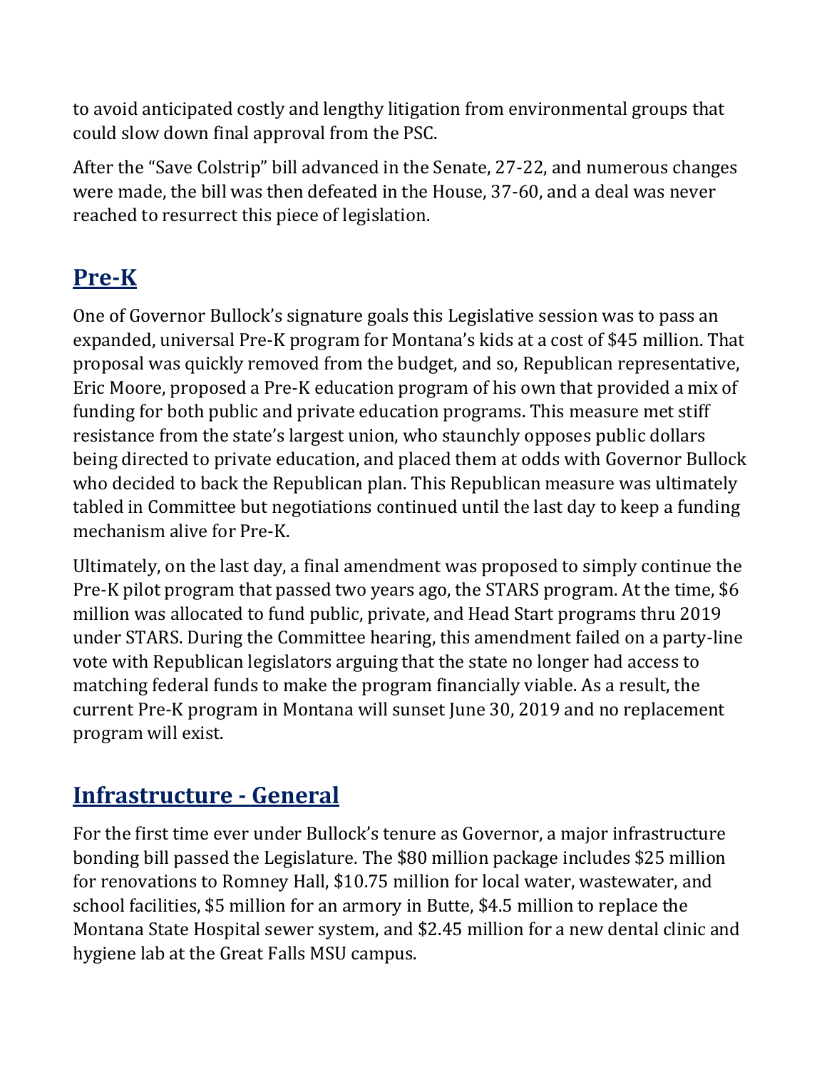to avoid anticipated costly and lengthy litigation from environmental groups that could slow down final approval from the PSC.

After the "Save Colstrip" bill advanced in the Senate, 27-22, and numerous changes were made, the bill was then defeated in the House, 37-60, and a deal was never reached to resurrect this piece of legislation.

## Pre-K

One of Governor Bullock's signature goals this Legislative session was to pass an expanded, universal Pre-K program for Montana's kids at a cost of $45 million. That proposal was quickly removed from the budget, and so, Republican representative, Eric Moore, proposed a Pre-K education program of his own that provided a mix of funding for both public and private education programs. This measure met stiff resistance from the state's largest union, who staunchly opposes public dollars being directed to private education, and placed them at odds with Governor Bullock who decided to back the Republican plan. This Republican measure was ultimately tabled in Committee but negotiations continued until the last day to keep a funding mechanism alive for Pre-K.

Ultimately, on the last day, a final amendment was proposed to simply continue the Pre-K pilot program that passed two years ago, the STARS program. At the time, $6 million was allocated to fund public, private, and Head Start programs thru 2019 under STARS. During the Committee hearing, this amendment failed on a party-line vote with Republican legislators arguing that the state no longer had access to matching federal funds to make the program financially viable. As a result, the current Pre-K program in Montana will sunset June 30, 2019 and no replacement program will exist.

## Infrastructure - General

For the first time ever under Bullock's tenure as Governor, a major infrastructure bonding bill passed the Legislature. The $80 million package includes $25 million for renovations to Romney Hall, $10.75 million for local water, wastewater, and school facilities, $5 million for an armory in Butte, $4.5 million to replace the Montana State Hospital sewer system, and $2.45 million for a new dental clinic and hygiene lab at the Great Falls MSU campus.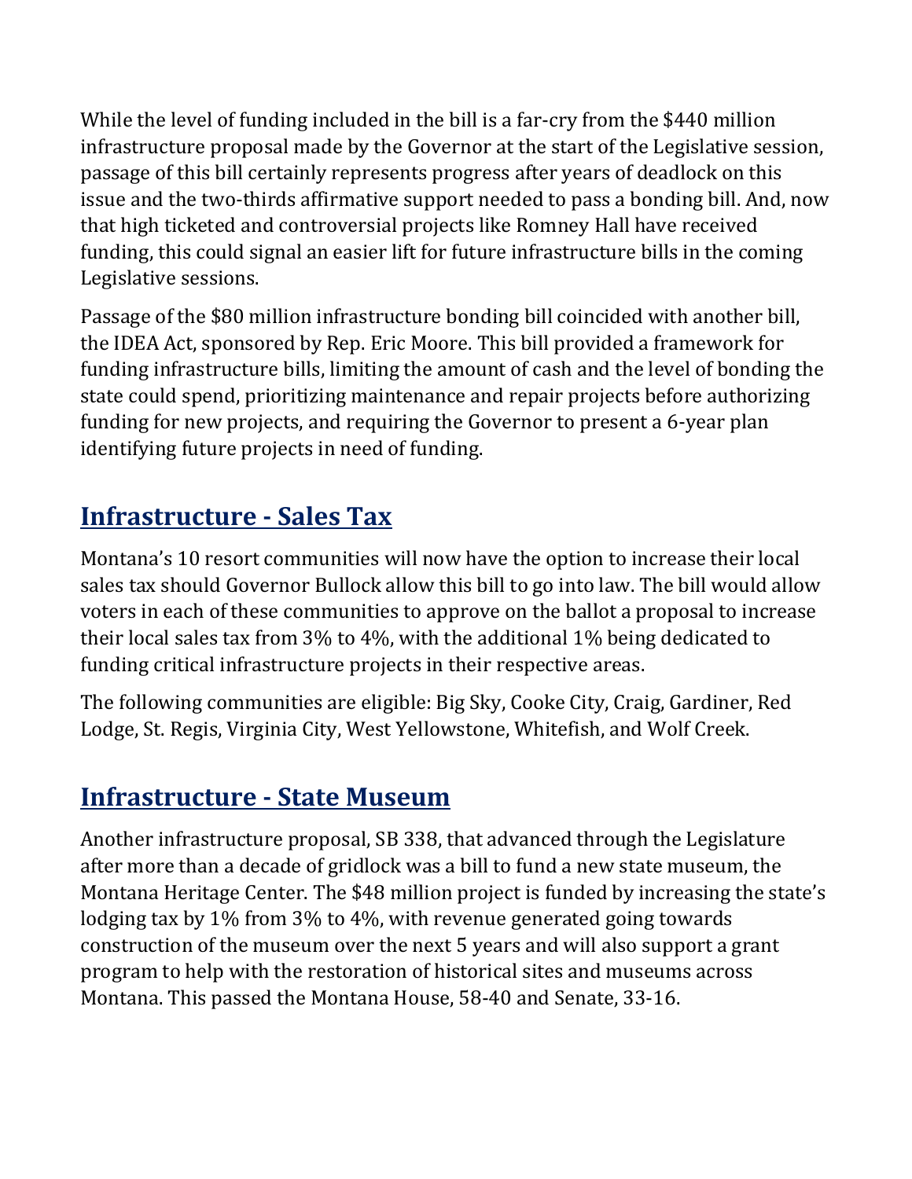While the level of funding included in the bill is a far-cry from the $440 million infrastructure proposal made by the Governor at the start of the Legislative session, passage of this bill certainly represents progress after years of deadlock on this issue and the two-thirds affirmative support needed to pass a bonding bill. And, now that high ticketed and controversial projects like Romney Hall have received funding, this could signal an easier lift for future infrastructure bills in the coming Legislative sessions.

Passage of the $80 million infrastructure bonding bill coincided with another bill, the IDEA Act, sponsored by Rep. Eric Moore. This bill provided a framework for funding infrastructure bills, limiting the amount of cash and the level of bonding the state could spend, prioritizing maintenance and repair projects before authorizing funding for new projects, and requiring the Governor to present a 6-year plan identifying future projects in need of funding.

## Infrastructure - Sales Tax

Montana's 10 resort communities will now have the option to increase their local sales tax should Governor Bullock allow this bill to go into law. The bill would allow voters in each of these communities to approve on the ballot a proposal to increase their local sales tax from 3% to 4%, with the additional 1% being dedicated to funding critical infrastructure projects in their respective areas.

The following communities are eligible: Big Sky, Cooke City, Craig, Gardiner, Red Lodge, St. Regis, Virginia City, West Yellowstone, Whitefish, and Wolf Creek.

## Infrastructure - State Museum

Another infrastructure proposal, SB 338, that advanced through the Legislature after more than a decade of gridlock was a bill to fund a new state museum, the Montana Heritage Center. The $48 million project is funded by increasing the state's lodging tax by 1% from 3% to 4%, with revenue generated going towards construction of the museum over the next 5 years and will also support a grant program to help with the restoration of historical sites and museums across Montana. This passed the Montana House, 58-40 and Senate, 33-16.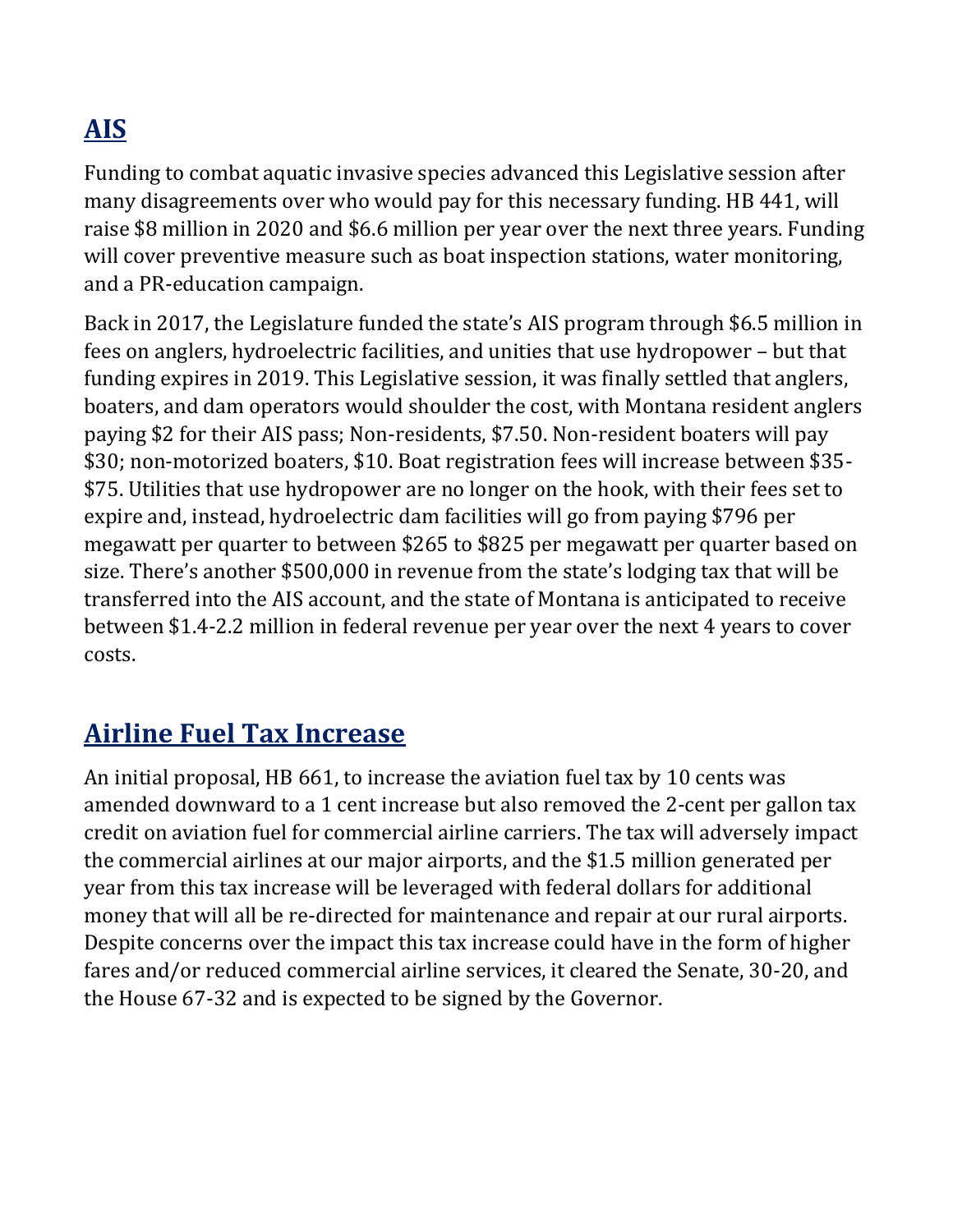## AIS

Funding to combat aquatic invasive species advanced this Legislative session after many disagreements over who would pay for this necessary funding. HB 441, will raise $8 million in 2020 and $6.6 million per year over the next three years. Funding will cover preventive measure such as boat inspection stations, water monitoring, and a PR-education campaign.

Back in 2017, the Legislature funded the state's AIS program through $6.5 million in fees on anglers, hydroelectric facilities, and unities that use hydropower – but that funding expires in 2019. This Legislative session, it was finally settled that anglers, boaters, and dam operators would shoulder the cost, with Montana resident anglers paying $2 for their AIS pass; Non-residents, $7.50. Non-resident boaters will pay $30; non-motorized boaters, $10. Boat registration fees will increase between $35-$75. Utilities that use hydropower are no longer on the hook, with their fees set to expire and, instead, hydroelectric dam facilities will go from paying $796 per megawatt per quarter to between $265 to $825 per megawatt per quarter based on size. There's another $500,000 in revenue from the state's lodging tax that will be transferred into the AIS account, and the state of Montana is anticipated to receive between $1.4-2.2 million in federal revenue per year over the next 4 years to cover costs.

## Airline Fuel Tax Increase

An initial proposal, HB 661, to increase the aviation fuel tax by 10 cents was amended downward to a 1 cent increase but also removed the 2-cent per gallon tax credit on aviation fuel for commercial airline carriers. The tax will adversely impact the commercial airlines at our major airports, and the $1.5 million generated per year from this tax increase will be leveraged with federal dollars for additional money that will all be re-directed for maintenance and repair at our rural airports. Despite concerns over the impact this tax increase could have in the form of higher fares and/or reduced commercial airline services, it cleared the Senate, 30-20, and the House 67-32 and is expected to be signed by the Governor.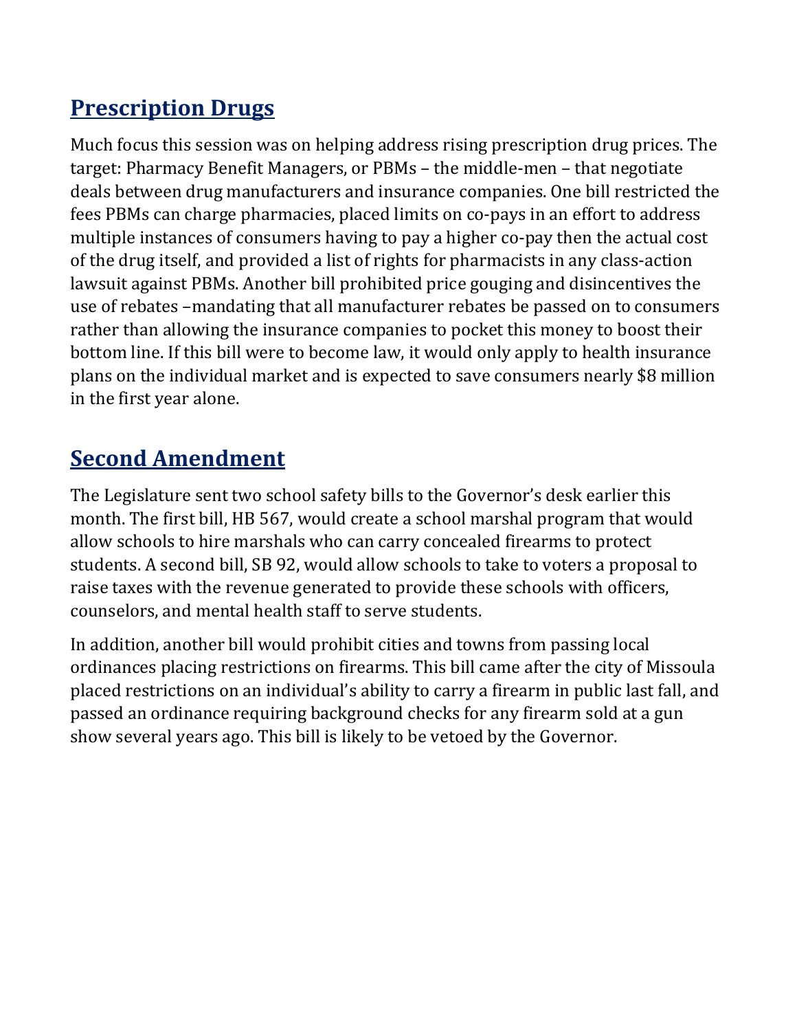## Prescription Drugs

Much focus this session was on helping address rising prescription drug prices. The target: Pharmacy Benefit Managers, or PBMs – the middle-men – that negotiate deals between drug manufacturers and insurance companies. One bill restricted the fees PBMs can charge pharmacies, placed limits on co-pays in an effort to address multiple instances of consumers having to pay a higher co-pay then the actual cost of the drug itself, and provided a list of rights for pharmacists in any class-action lawsuit against PBMs. Another bill prohibited price gouging and disincentives the use of rebates –mandating that all manufacturer rebates be passed on to consumers rather than allowing the insurance companies to pocket this money to boost their bottom line. If this bill were to become law, it would only apply to health insurance plans on the individual market and is expected to save consumers nearly $8 million in the first year alone.

## Second Amendment

The Legislature sent two school safety bills to the Governor's desk earlier this month. The first bill, HB 567, would create a school marshal program that would allow schools to hire marshals who can carry concealed firearms to protect students. A second bill, SB 92, would allow schools to take to voters a proposal to raise taxes with the revenue generated to provide these schools with officers, counselors, and mental health staff to serve students.

In addition, another bill would prohibit cities and towns from passing local ordinances placing restrictions on firearms. This bill came after the city of Missoula placed restrictions on an individual's ability to carry a firearm in public last fall, and passed an ordinance requiring background checks for any firearm sold at a gun show several years ago. This bill is likely to be vetoed by the Governor.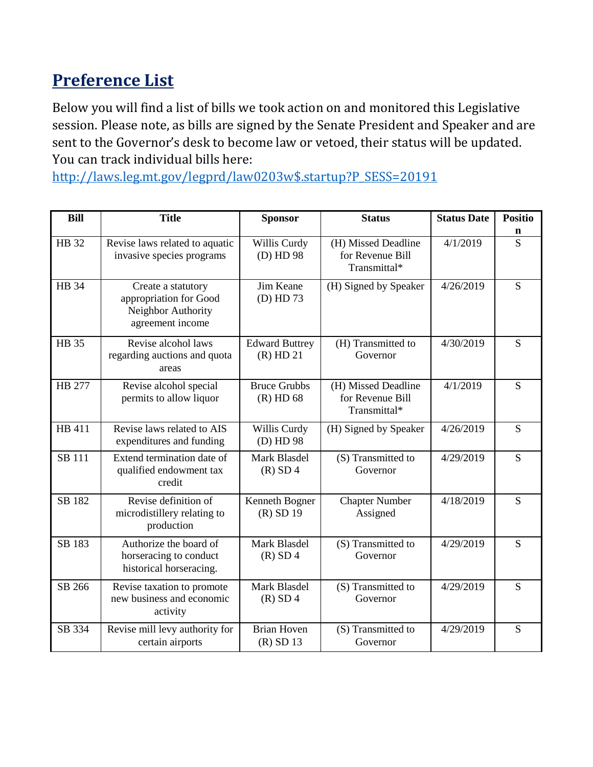## Preference List

Below you will find a list of bills we took action on and monitored this Legislative session. Please note, as bills are signed by the Senate President and Speaker and are sent to the Governor's desk to become law or vetoed, their status will be updated. You can track individual bills here: http://laws.leg.mt.gov/legprd/law0203w$.startup?P_SESS=20191

| Bill | Title | Sponsor | Status | Status Date | Position |
|---|---|---|---|---|---|
| HB 32 | Revise laws related to aquatic invasive species programs | Willis Curdy (D) HD 98 | (H) Missed Deadline for Revenue Bill Transmittal* | 4/1/2019 | S |
| HB 34 | Create a statutory appropriation for Good Neighbor Authority agreement income | Jim Keane (D) HD 73 | (H) Signed by Speaker | 4/26/2019 | S |
| HB 35 | Revise alcohol laws regarding auctions and quota areas | Edward Buttrey (R) HD 21 | (H) Transmitted to Governor | 4/30/2019 | S |
| HB 277 | Revise alcohol special permits to allow liquor | Bruce Grubbs (R) HD 68 | (H) Missed Deadline for Revenue Bill Transmittal* | 4/1/2019 | S |
| HB 411 | Revise laws related to AIS expenditures and funding | Willis Curdy (D) HD 98 | (H) Signed by Speaker | 4/26/2019 | S |
| SB 111 | Extend termination date of qualified endowment tax credit | Mark Blasdel (R) SD 4 | (S) Transmitted to Governor | 4/29/2019 | S |
| SB 182 | Revise definition of microdistillery relating to production | Kenneth Bogner (R) SD 19 | Chapter Number Assigned | 4/18/2019 | S |
| SB 183 | Authorize the board of horseracing to conduct historical horseracing. | Mark Blasdel (R) SD 4 | (S) Transmitted to Governor | 4/29/2019 | S |
| SB 266 | Revise taxation to promote new business and economic activity | Mark Blasdel (R) SD 4 | (S) Transmitted to Governor | 4/29/2019 | S |
| SB 334 | Revise mill levy authority for certain airports | Brian Hoven (R) SD 13 | (S) Transmitted to Governor | 4/29/2019 | S |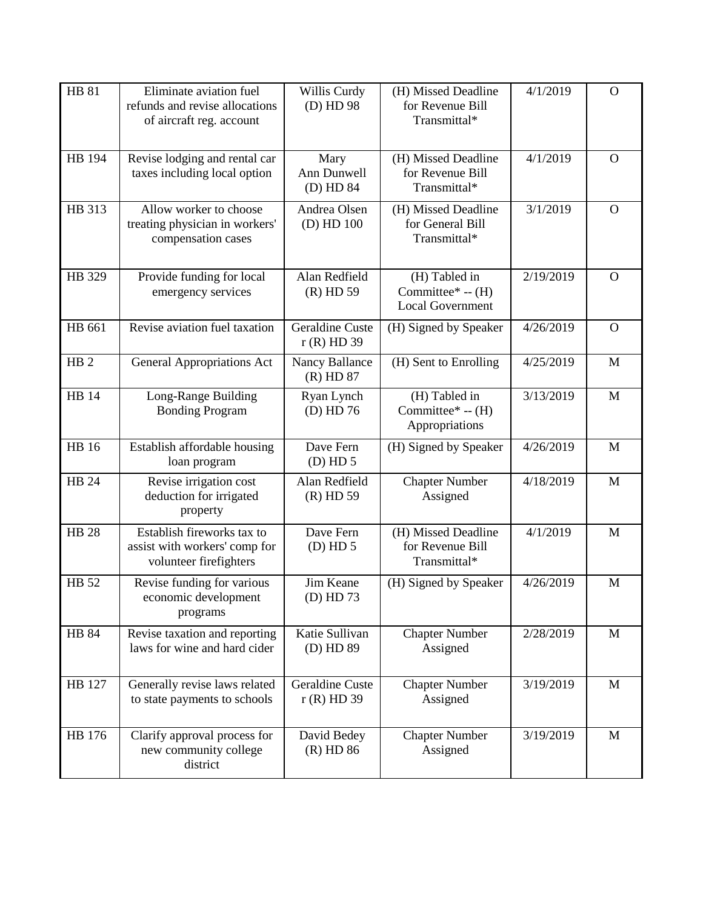| HB 81 | Eliminate aviation fuel refunds and revise allocations of aircraft reg. account | Willis Curdy (D) HD 98 | (H) Missed Deadline for Revenue Bill Transmittal* | 4/1/2019 | O |
|---|---|---|---|---|---|
| HB 194 | Revise lodging and rental car taxes including local option | Mary Ann Dunwell (D) HD 84 | (H) Missed Deadline for Revenue Bill Transmittal* | 4/1/2019 | O |
| HB 313 | Allow worker to choose treating physician in workers' compensation cases | Andrea Olsen (D) HD 100 | (H) Missed Deadline for General Bill Transmittal* | 3/1/2019 | O |
| HB 329 | Provide funding for local emergency services | Alan Redfield (R) HD 59 | (H) Tabled in Committee* -- (H) Local Government | 2/19/2019 | O |
| HB 661 | Revise aviation fuel taxation | Geraldine Custer (R) HD 39 | (H) Signed by Speaker | 4/26/2019 | O |
| HB 2 | General Appropriations Act | Nancy Ballance (R) HD 87 | (H) Sent to Enrolling | 4/25/2019 | M |
| HB 14 | Long-Range Building Bonding Program | Ryan Lynch (D) HD 76 | (H) Tabled in Committee* -- (H) Appropriations | 3/13/2019 | M |
| HB 16 | Establish affordable housing loan program | Dave Fern (D) HD 5 | (H) Signed by Speaker | 4/26/2019 | M |
| HB 24 | Revise irrigation cost deduction for irrigated property | Alan Redfield (R) HD 59 | Chapter Number Assigned | 4/18/2019 | M |
| HB 28 | Establish fireworks tax to assist with workers' comp for volunteer firefighters | Dave Fern (D) HD 5 | (H) Missed Deadline for Revenue Bill Transmittal* | 4/1/2019 | M |
| HB 52 | Revise funding for various economic development programs | Jim Keane (D) HD 73 | (H) Signed by Speaker | 4/26/2019 | M |
| HB 84 | Revise taxation and reporting laws for wine and hard cider | Katie Sullivan (D) HD 89 | Chapter Number Assigned | 2/28/2019 | M |
| HB 127 | Generally revise laws related to state payments to schools | Geraldine Custer (R) HD 39 | Chapter Number Assigned | 3/19/2019 | M |
| HB 176 | Clarify approval process for new community college district | David Bedey (R) HD 86 | Chapter Number Assigned | 3/19/2019 | M |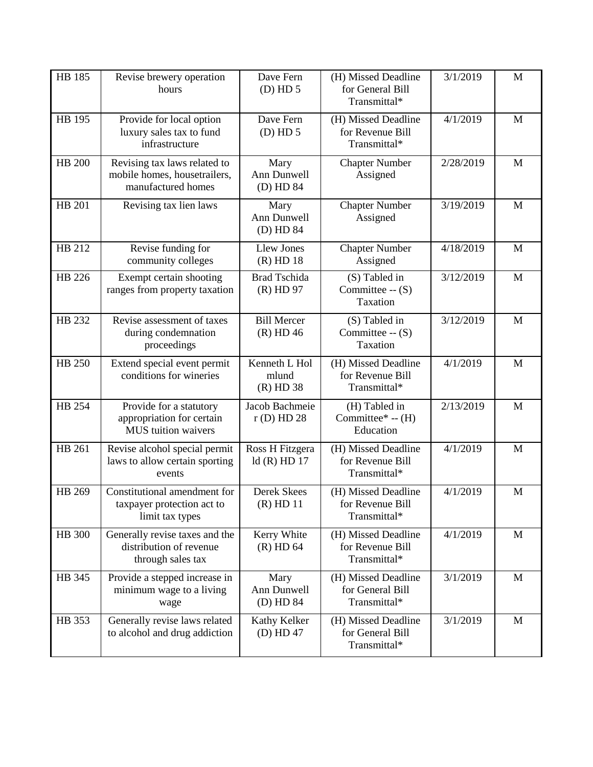| HB 185 | Revise brewery operation hours | Dave Fern (D) HD 5 | (H) Missed Deadline for General Bill Transmittal* | 3/1/2019 | M |
|---|---|---|---|---|---|
| HB 195 | Provide for local option luxury sales tax to fund infrastructure | Dave Fern (D) HD 5 | (H) Missed Deadline for Revenue Bill Transmittal* | 4/1/2019 | M |
| HB 200 | Revising tax laws related to mobile homes, housetrailers, manufactured homes | Mary Ann Dunwell (D) HD 84 | Chapter Number Assigned | 2/28/2019 | M |
| HB 201 | Revising tax lien laws | Mary Ann Dunwell (D) HD 84 | Chapter Number Assigned | 3/19/2019 | M |
| HB 212 | Revise funding for community colleges | Llew Jones (R) HD 18 | Chapter Number Assigned | 4/18/2019 | M |
| HB 226 | Exempt certain shooting ranges from property taxation | Brad Tschida (R) HD 97 | (S) Tabled in Committee -- (S) Taxation | 3/12/2019 | M |
| HB 232 | Revise assessment of taxes during condemnation proceedings | Bill Mercer (R) HD 46 | (S) Tabled in Committee -- (S) Taxation | 3/12/2019 | M |
| HB 250 | Extend special event permit conditions for wineries | Kenneth L Holmlund (R) HD 38 | (H) Missed Deadline for Revenue Bill Transmittal* | 4/1/2019 | M |
| HB 254 | Provide for a statutory appropriation for certain MUS tuition waivers | Jacob Bachmeier (D) HD 28 | (H) Tabled in Committee* -- (H) Education | 2/13/2019 | M |
| HB 261 | Revise alcohol special permit laws to allow certain sporting events | Ross H Fitzgerald (R) HD 17 | (H) Missed Deadline for Revenue Bill Transmittal* | 4/1/2019 | M |
| HB 269 | Constitutional amendment for taxpayer protection act to limit tax types | Derek Skees (R) HD 11 | (H) Missed Deadline for Revenue Bill Transmittal* | 4/1/2019 | M |
| HB 300 | Generally revise taxes and the distribution of revenue through sales tax | Kerry White (R) HD 64 | (H) Missed Deadline for Revenue Bill Transmittal* | 4/1/2019 | M |
| HB 345 | Provide a stepped increase in minimum wage to a living wage | Mary Ann Dunwell (D) HD 84 | (H) Missed Deadline for General Bill Transmittal* | 3/1/2019 | M |
| HB 353 | Generally revise laws related to alcohol and drug addiction | Kathy Kelker (D) HD 47 | (H) Missed Deadline for General Bill Transmittal* | 3/1/2019 | M |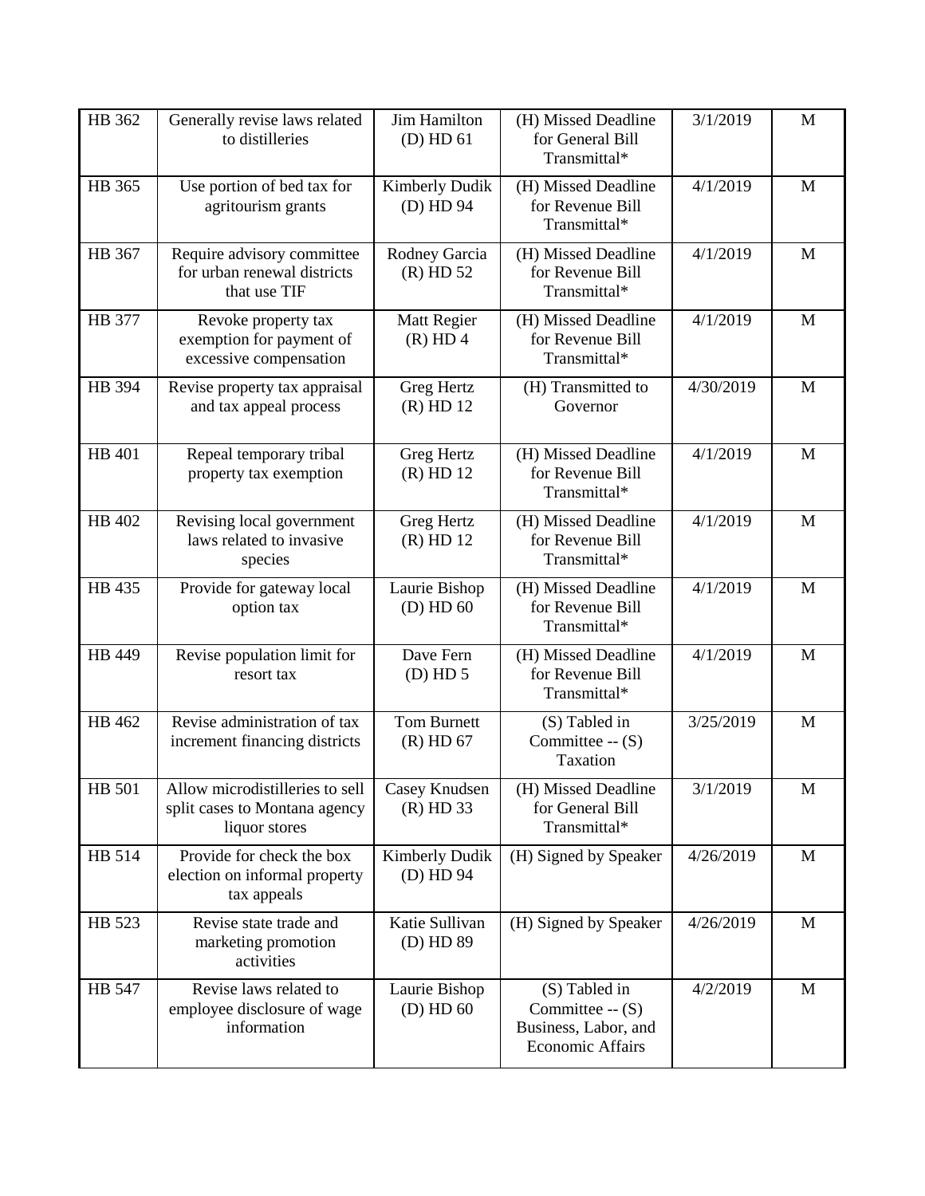| HB 362 | Generally revise laws related to distilleries | Jim Hamilton (D) HD 61 | (H) Missed Deadline for General Bill Transmittal* | 3/1/2019 | M |
|---|---|---|---|---|---|
| HB 365 | Use portion of bed tax for agritourism grants | Kimberly Dudik (D) HD 94 | (H) Missed Deadline for Revenue Bill Transmittal* | 4/1/2019 | M |
| HB 367 | Require advisory committee for urban renewal districts that use TIF | Rodney Garcia (R) HD 52 | (H) Missed Deadline for Revenue Bill Transmittal* | 4/1/2019 | M |
| HB 377 | Revoke property tax exemption for payment of excessive compensation | Matt Regier (R) HD 4 | (H) Missed Deadline for Revenue Bill Transmittal* | 4/1/2019 | M |
| HB 394 | Revise property tax appraisal and tax appeal process | Greg Hertz (R) HD 12 | (H) Transmitted to Governor | 4/30/2019 | M |
| HB 401 | Repeal temporary tribal property tax exemption | Greg Hertz (R) HD 12 | (H) Missed Deadline for Revenue Bill Transmittal* | 4/1/2019 | M |
| HB 402 | Revising local government laws related to invasive species | Greg Hertz (R) HD 12 | (H) Missed Deadline for Revenue Bill Transmittal* | 4/1/2019 | M |
| HB 435 | Provide for gateway local option tax | Laurie Bishop (D) HD 60 | (H) Missed Deadline for Revenue Bill Transmittal* | 4/1/2019 | M |
| HB 449 | Revise population limit for resort tax | Dave Fern (D) HD 5 | (H) Missed Deadline for Revenue Bill Transmittal* | 4/1/2019 | M |
| HB 462 | Revise administration of tax increment financing districts | Tom Burnett (R) HD 67 | (S) Tabled in Committee -- (S) Taxation | 3/25/2019 | M |
| HB 501 | Allow microdistilleries to sell split cases to Montana agency liquor stores | Casey Knudsen (R) HD 33 | (H) Missed Deadline for General Bill Transmittal* | 3/1/2019 | M |
| HB 514 | Provide for check the box election on informal property tax appeals | Kimberly Dudik (D) HD 94 | (H) Signed by Speaker | 4/26/2019 | M |
| HB 523 | Revise state trade and marketing promotion activities | Katie Sullivan (D) HD 89 | (H) Signed by Speaker | 4/26/2019 | M |
| HB 547 | Revise laws related to employee disclosure of wage information | Laurie Bishop (D) HD 60 | (S) Tabled in Committee -- (S) Business, Labor, and Economic Affairs | 4/2/2019 | M |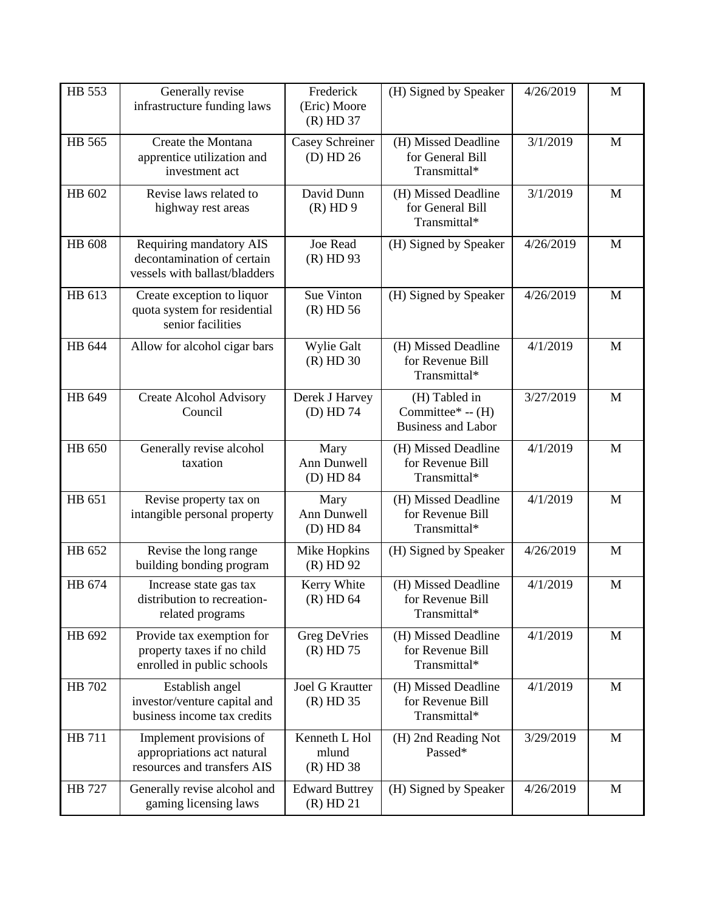| HB 553 | Generally revise infrastructure funding laws | Frederick (Eric) Moore (R) HD 37 | (H) Signed by Speaker | 4/26/2019 | M |
|---|---|---|---|---|---|
| HB 565 | Create the Montana apprentice utilization and investment act | Casey Schreiner (D) HD 26 | (H) Missed Deadline for General Bill Transmittal* | 3/1/2019 | M |
| HB 602 | Revise laws related to highway rest areas | David Dunn (R) HD 9 | (H) Missed Deadline for General Bill Transmittal* | 3/1/2019 | M |
| HB 608 | Requiring mandatory AIS decontamination of certain vessels with ballast/bladders | Joe Read (R) HD 93 | (H) Signed by Speaker | 4/26/2019 | M |
| HB 613 | Create exception to liquor quota system for residential senior facilities | Sue Vinton (R) HD 56 | (H) Signed by Speaker | 4/26/2019 | M |
| HB 644 | Allow for alcohol cigar bars | Wylie Galt (R) HD 30 | (H) Missed Deadline for Revenue Bill Transmittal* | 4/1/2019 | M |
| HB 649 | Create Alcohol Advisory Council | Derek J Harvey (D) HD 74 | (H) Tabled in Committee* -- (H) Business and Labor | 3/27/2019 | M |
| HB 650 | Generally revise alcohol taxation | Mary Ann Dunwell (D) HD 84 | (H) Missed Deadline for Revenue Bill Transmittal* | 4/1/2019 | M |
| HB 651 | Revise property tax on intangible personal property | Mary Ann Dunwell (D) HD 84 | (H) Missed Deadline for Revenue Bill Transmittal* | 4/1/2019 | M |
| HB 652 | Revise the long range building bonding program | Mike Hopkins (R) HD 92 | (H) Signed by Speaker | 4/26/2019 | M |
| HB 674 | Increase state gas tax distribution to recreation-related programs | Kerry White (R) HD 64 | (H) Missed Deadline for Revenue Bill Transmittal* | 4/1/2019 | M |
| HB 692 | Provide tax exemption for property taxes if no child enrolled in public schools | Greg DeVries (R) HD 75 | (H) Missed Deadline for Revenue Bill Transmittal* | 4/1/2019 | M |
| HB 702 | Establish angel investor/venture capital and business income tax credits | Joel G Krautter (R) HD 35 | (H) Missed Deadline for Revenue Bill Transmittal* | 4/1/2019 | M |
| HB 711 | Implement provisions of appropriations act natural resources and transfers AIS | Kenneth L Hol mlund (R) HD 38 | (H) 2nd Reading Not Passed* | 3/29/2019 | M |
| HB 727 | Generally revise alcohol and gaming licensing laws | Edward Buttrey (R) HD 21 | (H) Signed by Speaker | 4/26/2019 | M |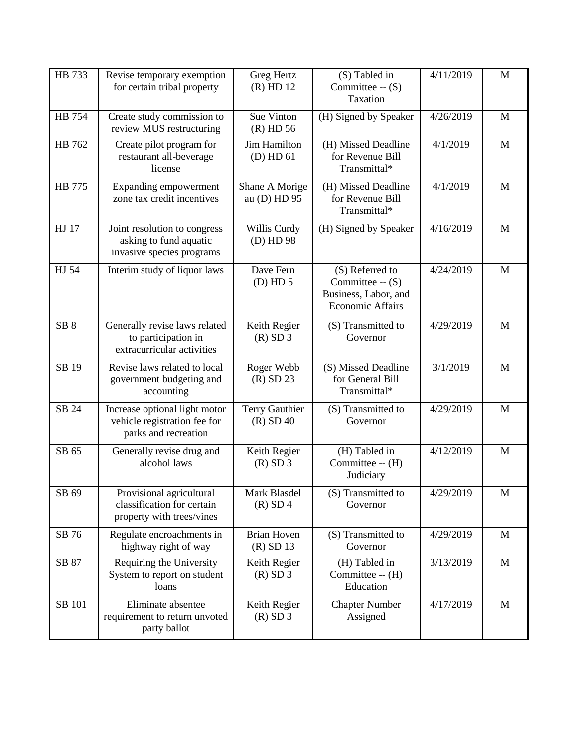| HB 733 | Revise temporary exemption for certain tribal property | Greg Hertz (R) HD 12 | (S) Tabled in Committee -- (S) Taxation | 4/11/2019 | M |
|---|---|---|---|---|---|
| HB 754 | Create study commission to review MUS restructuring | Sue Vinton (R) HD 56 | (H) Signed by Speaker | 4/26/2019 | M |
| HB 762 | Create pilot program for restaurant all-beverage license | Jim Hamilton (D) HD 61 | (H) Missed Deadline for Revenue Bill Transmittal* | 4/1/2019 | M |
| HB 775 | Expanding empowerment zone tax credit incentives | Shane A Morigeau (D) HD 95 | (H) Missed Deadline for Revenue Bill Transmittal* | 4/1/2019 | M |
| HJ 17 | Joint resolution to congress asking to fund aquatic invasive species programs | Willis Curdy (D) HD 98 | (H) Signed by Speaker | 4/16/2019 | M |
| HJ 54 | Interim study of liquor laws | Dave Fern (D) HD 5 | (S) Referred to Committee -- (S) Business, Labor, and Economic Affairs | 4/24/2019 | M |
| SB 8 | Generally revise laws related to participation in extracurricular activities | Keith Regier (R) SD 3 | (S) Transmitted to Governor | 4/29/2019 | M |
| SB 19 | Revise laws related to local government budgeting and accounting | Roger Webb (R) SD 23 | (S) Missed Deadline for General Bill Transmittal* | 3/1/2019 | M |
| SB 24 | Increase optional light motor vehicle registration fee for parks and recreation | Terry Gauthier (R) SD 40 | (S) Transmitted to Governor | 4/29/2019 | M |
| SB 65 | Generally revise drug and alcohol laws | Keith Regier (R) SD 3 | (H) Tabled in Committee -- (H) Judiciary | 4/12/2019 | M |
| SB 69 | Provisional agricultural classification for certain property with trees/vines | Mark Blasdel (R) SD 4 | (S) Transmitted to Governor | 4/29/2019 | M |
| SB 76 | Regulate encroachments in highway right of way | Brian Hoven (R) SD 13 | (S) Transmitted to Governor | 4/29/2019 | M |
| SB 87 | Requiring the University System to report on student loans | Keith Regier (R) SD 3 | (H) Tabled in Committee -- (H) Education | 3/13/2019 | M |
| SB 101 | Eliminate absentee requirement to return unvoted party ballot | Keith Regier (R) SD 3 | Chapter Number Assigned | 4/17/2019 | M |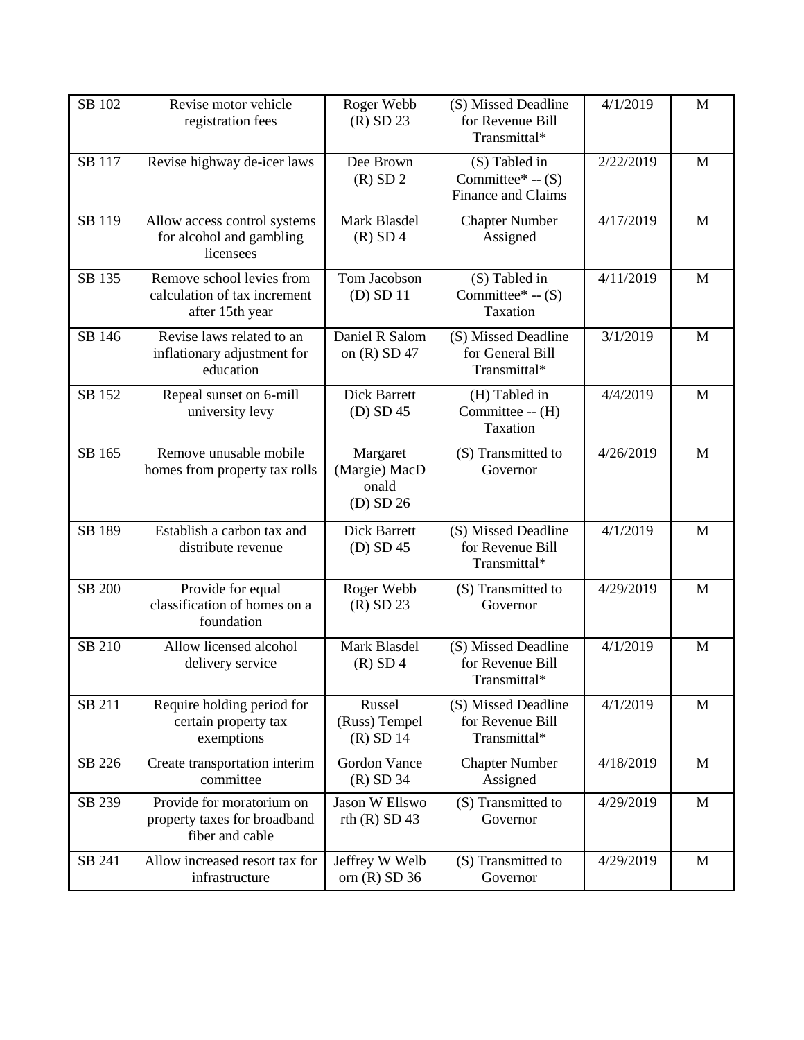| SB 102 | Revise motor vehicle registration fees | Roger Webb (R) SD 23 | (S) Missed Deadline for Revenue Bill Transmittal* | 4/1/2019 | M |
|---|---|---|---|---|---|
| SB 117 | Revise highway de-icer laws | Dee Brown (R) SD 2 | (S) Tabled in Committee* -- (S) Finance and Claims | 2/22/2019 | M |
| SB 119 | Allow access control systems for alcohol and gambling licensees | Mark Blasdel (R) SD 4 | Chapter Number Assigned | 4/17/2019 | M |
| SB 135 | Remove school levies from calculation of tax increment after 15th year | Tom Jacobson (D) SD 11 | (S) Tabled in Committee* -- (S) Taxation | 4/11/2019 | M |
| SB 146 | Revise laws related to an inflationary adjustment for education | Daniel R Salom on (R) SD 47 | (S) Missed Deadline for General Bill Transmittal* | 3/1/2019 | M |
| SB 152 | Repeal sunset on 6-mill university levy | Dick Barrett (D) SD 45 | (H) Tabled in Committee -- (H) Taxation | 4/4/2019 | M |
| SB 165 | Remove unusable mobile homes from property tax rolls | Margaret (Margie) MacD onald (D) SD 26 | (S) Transmitted to Governor | 4/26/2019 | M |
| SB 189 | Establish a carbon tax and distribute revenue | Dick Barrett (D) SD 45 | (S) Missed Deadline for Revenue Bill Transmittal* | 4/1/2019 | M |
| SB 200 | Provide for equal classification of homes on a foundation | Roger Webb (R) SD 23 | (S) Transmitted to Governor | 4/29/2019 | M |
| SB 210 | Allow licensed alcohol delivery service | Mark Blasdel (R) SD 4 | (S) Missed Deadline for Revenue Bill Transmittal* | 4/1/2019 | M |
| SB 211 | Require holding period for certain property tax exemptions | Russel (Russ) Tempel (R) SD 14 | (S) Missed Deadline for Revenue Bill Transmittal* | 4/1/2019 | M |
| SB 226 | Create transportation interim committee | Gordon Vance (R) SD 34 | Chapter Number Assigned | 4/18/2019 | M |
| SB 239 | Provide for moratorium on property taxes for broadband fiber and cable | Jason W Ellswo rth (R) SD 43 | (S) Transmitted to Governor | 4/29/2019 | M |
| SB 241 | Allow increased resort tax for infrastructure | Jeffrey W Welb orn (R) SD 36 | (S) Transmitted to Governor | 4/29/2019 | M |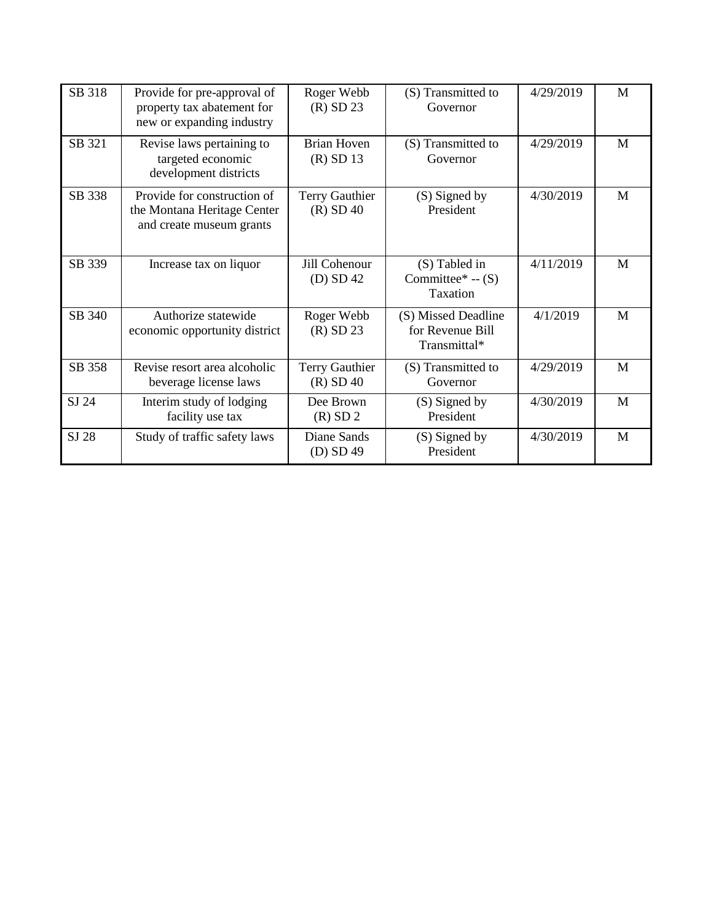| | | | | | |
|---|---|---|---|---|---|
| SB 318 | Provide for pre-approval of property tax abatement for new or expanding industry | Roger Webb (R) SD 23 | (S) Transmitted to Governor | 4/29/2019 | M |
| SB 321 | Revise laws pertaining to targeted economic development districts | Brian Hoven (R) SD 13 | (S) Transmitted to Governor | 4/29/2019 | M |
| SB 338 | Provide for construction of the Montana Heritage Center and create museum grants | Terry Gauthier (R) SD 40 | (S) Signed by President | 4/30/2019 | M |
| SB 339 | Increase tax on liquor | Jill Cohenour (D) SD 42 | (S) Tabled in Committee* -- (S) Taxation | 4/11/2019 | M |
| SB 340 | Authorize statewide economic opportunity district | Roger Webb (R) SD 23 | (S) Missed Deadline for Revenue Bill Transmittal* | 4/1/2019 | M |
| SB 358 | Revise resort area alcoholic beverage license laws | Terry Gauthier (R) SD 40 | (S) Transmitted to Governor | 4/29/2019 | M |
| SJ 24 | Interim study of lodging facility use tax | Dee Brown (R) SD 2 | (S) Signed by President | 4/30/2019 | M |
| SJ 28 | Study of traffic safety laws | Diane Sands (D) SD 49 | (S) Signed by President | 4/30/2019 | M |